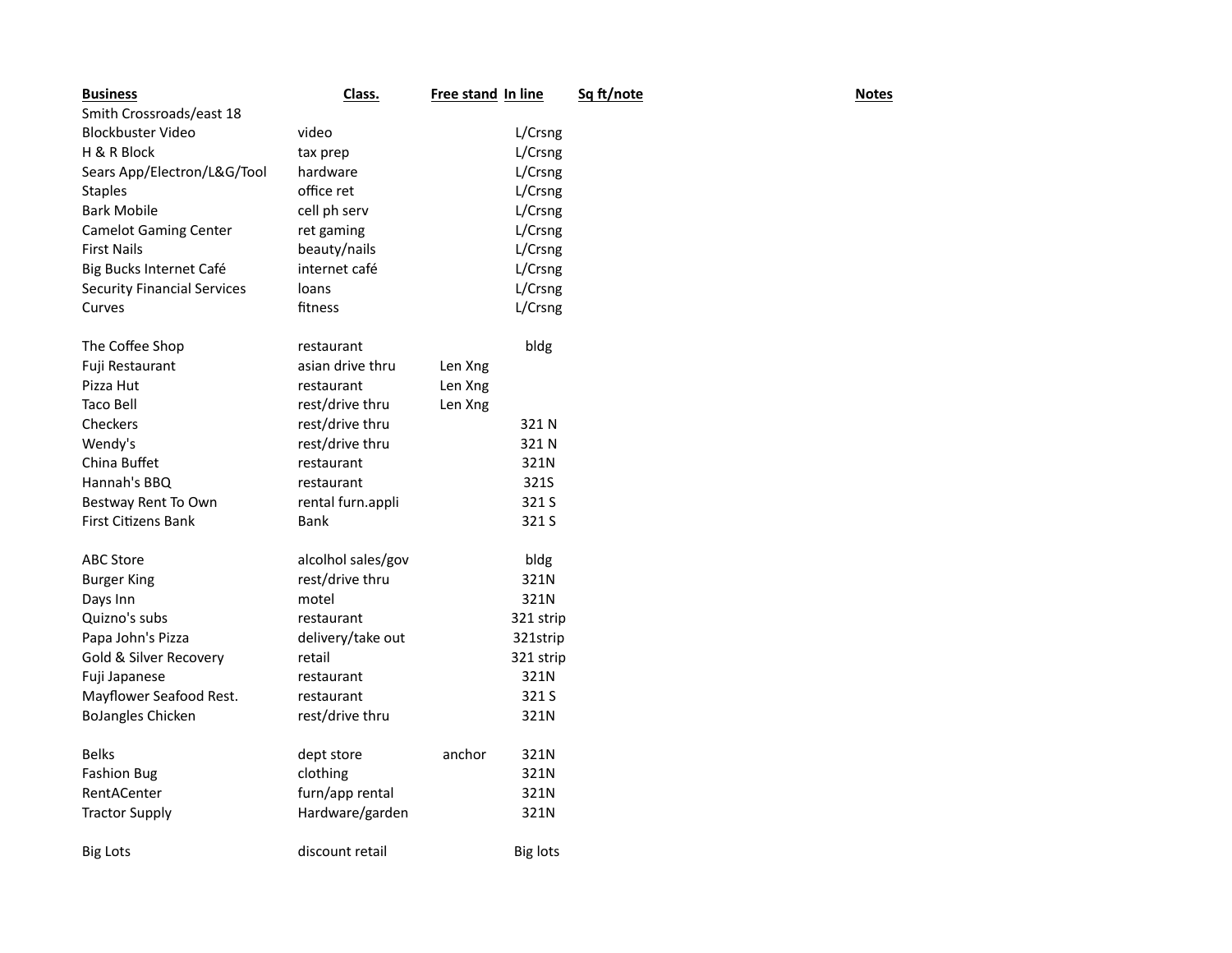| Business | Class. | Free stand | In line | Sq ft/note | Notes |
|---|---|---|---|---|---|
| Smith Crossroads/east 18 | | | | | |
| Blockbuster Video | video | | L/Crsng | | |
| H & R Block | tax prep | | L/Crsng | | |
| Sears App/Electron/L&G/Tool | hardware | | L/Crsng | | |
| Staples | office ret | | L/Crsng | | |
| Bark Mobile | cell ph serv | | L/Crsng | | |
| Camelot Gaming Center | ret gaming | | L/Crsng | | |
| First Nails | beauty/nails | | L/Crsng | | |
| Big Bucks Internet Café | internet café | | L/Crsng | | |
| Security Financial Services | loans | | L/Crsng | | |
| Curves | fitness | | L/Crsng | | |
| | | | | | |
| The Coffee Shop | restaurant | | bldg | | |
| Fuji Restaurant | asian drive thru | Len Xng | | | |
| Pizza Hut | restaurant | Len Xng | | | |
| Taco Bell | rest/drive thru | Len Xng | | | |
| Checkers | rest/drive thru | | 321 N | | |
| Wendy's | rest/drive thru | | 321 N | | |
| China Buffet | restaurant | | 321N | | |
| Hannah's BBQ | restaurant | | 321S | | |
| Bestway Rent To Own | rental furn.appli | | 321 S | | |
| First Citizens Bank | Bank | | 321 S | | |
| | | | | | |
| ABC Store | alcolhol sales/gov | | bldg | | |
| Burger King | rest/drive thru | | 321N | | |
| Days Inn | motel | | 321N | | |
| Quizno's subs | restaurant | | 321 strip | | |
| Papa John's Pizza | delivery/take out | | 321strip | | |
| Gold & Silver Recovery | retail | | 321 strip | | |
| Fuji Japanese | restaurant | | 321N | | |
| Mayflower Seafood Rest. | restaurant | | 321 S | | |
| BoJangles Chicken | rest/drive thru | | 321N | | |
| | | | | | |
| Belks | dept store | anchor | 321N | | |
| Fashion Bug | clothing | | 321N | | |
| RentACenter | furn/app rental | | 321N | | |
| Tractor Supply | Hardware/garden | | 321N | | |
| | | | | | |
| Big Lots | discount retail | | Big lots | | |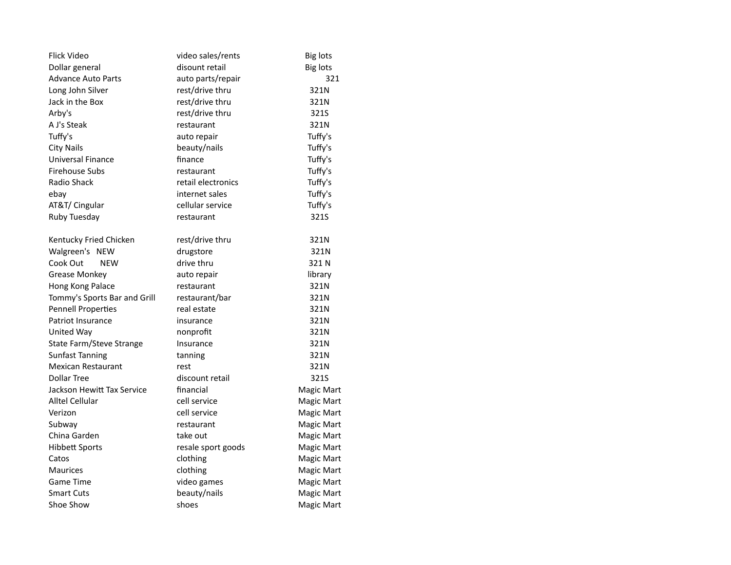| | | |
|---|---|---|
| Flick Video | video sales/rents | Big lots |
| Dollar general | disount retail | Big lots |
| Advance Auto Parts | auto parts/repair | 321 |
| Long John Silver | rest/drive thru | 321N |
| Jack in the Box | rest/drive thru | 321N |
| Arby's | rest/drive thru | 321S |
| A J's Steak | restaurant | 321N |
| Tuffy's | auto repair | Tuffy's |
| City Nails | beauty/nails | Tuffy's |
| Universal Finance | finance | Tuffy's |
| Firehouse Subs | restaurant | Tuffy's |
| Radio Shack | retail electronics | Tuffy's |
| ebay | internet sales | Tuffy's |
| AT&T/ Cingular | cellular service | Tuffy's |
| Ruby Tuesday | restaurant | 321S |
| | | |
| Kentucky Fried Chicken | rest/drive thru | 321N |
| Walgreen's NEW | drugstore | 321N |
| Cook Out NEW | drive thru | 321 N |
| Grease Monkey | auto repair | library |
| Hong Kong Palace | restaurant | 321N |
| Tommy's Sports Bar and Grill | restaurant/bar | 321N |
| Pennell Properties | real estate | 321N |
| Patriot Insurance | insurance | 321N |
| United Way | nonprofit | 321N |
| State Farm/Steve Strange | Insurance | 321N |
| Sunfast Tanning | tanning | 321N |
| Mexican Restaurant | rest | 321N |
| Dollar Tree | discount retail | 321S |
| Jackson Hewitt Tax Service | financial | Magic Mart |
| Alltel Cellular | cell service | Magic Mart |
| Verizon | cell service | Magic Mart |
| Subway | restaurant | Magic Mart |
| China Garden | take out | Magic Mart |
| Hibbett Sports | resale sport goods | Magic Mart |
| Catos | clothing | Magic Mart |
| Maurices | clothing | Magic Mart |
| Game Time | video games | Magic Mart |
| Smart Cuts | beauty/nails | Magic Mart |
| Shoe Show | shoes | Magic Mart |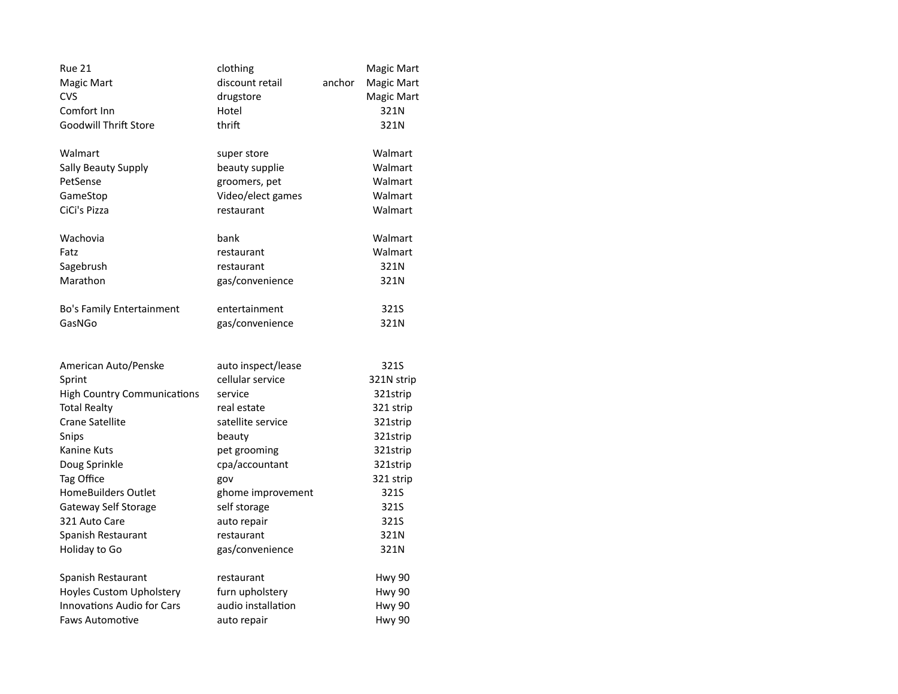| | | | |
|---|---|---|---|
| Rue 21 | clothing | | Magic Mart |
| Magic Mart | discount retail | anchor | Magic Mart |
| CVS | drugstore | | Magic Mart |
| Comfort Inn | Hotel | | 321N |
| Goodwill Thrift Store | thrift | | 321N |
| | | | |
| Walmart | super store | | Walmart |
| Sally Beauty Supply | beauty supplie | | Walmart |
| PetSense | groomers, pet | | Walmart |
| GameStop | Video/elect games | | Walmart |
| CiCi's Pizza | restaurant | | Walmart |
| | | | |
| Wachovia | bank | | Walmart |
| Fatz | restaurant | | Walmart |
| Sagebrush | restaurant | | 321N |
| Marathon | gas/convenience | | 321N |
| | | | |
| Bo's Family Entertainment | entertainment | | 321S |
| GasNGo | gas/convenience | | 321N |
| | | | |
| | | | |
| American Auto/Penske | auto inspect/lease | | 321S |
| Sprint | cellular service | | 321N strip |
| High Country Communications | service | | 321strip |
| Total Realty | real estate | | 321 strip |
| Crane Satellite | satellite service | | 321strip |
| Snips | beauty | | 321strip |
| Kanine Kuts | pet grooming | | 321strip |
| Doug Sprinkle | cpa/accountant | | 321strip |
| Tag Office | gov | | 321 strip |
| HomeBuilders Outlet | ghome improvement | | 321S |
| Gateway Self Storage | self storage | | 321S |
| 321 Auto Care | auto repair | | 321S |
| Spanish Restaurant | restaurant | | 321N |
| Holiday to Go | gas/convenience | | 321N |
| | | | |
| Spanish Restaurant | restaurant | | Hwy 90 |
| Hoyles Custom Upholstery | furn upholstery | | Hwy 90 |
| Innovations Audio for Cars | audio installation | | Hwy 90 |
| Faws Automotive | auto repair | | Hwy 90 |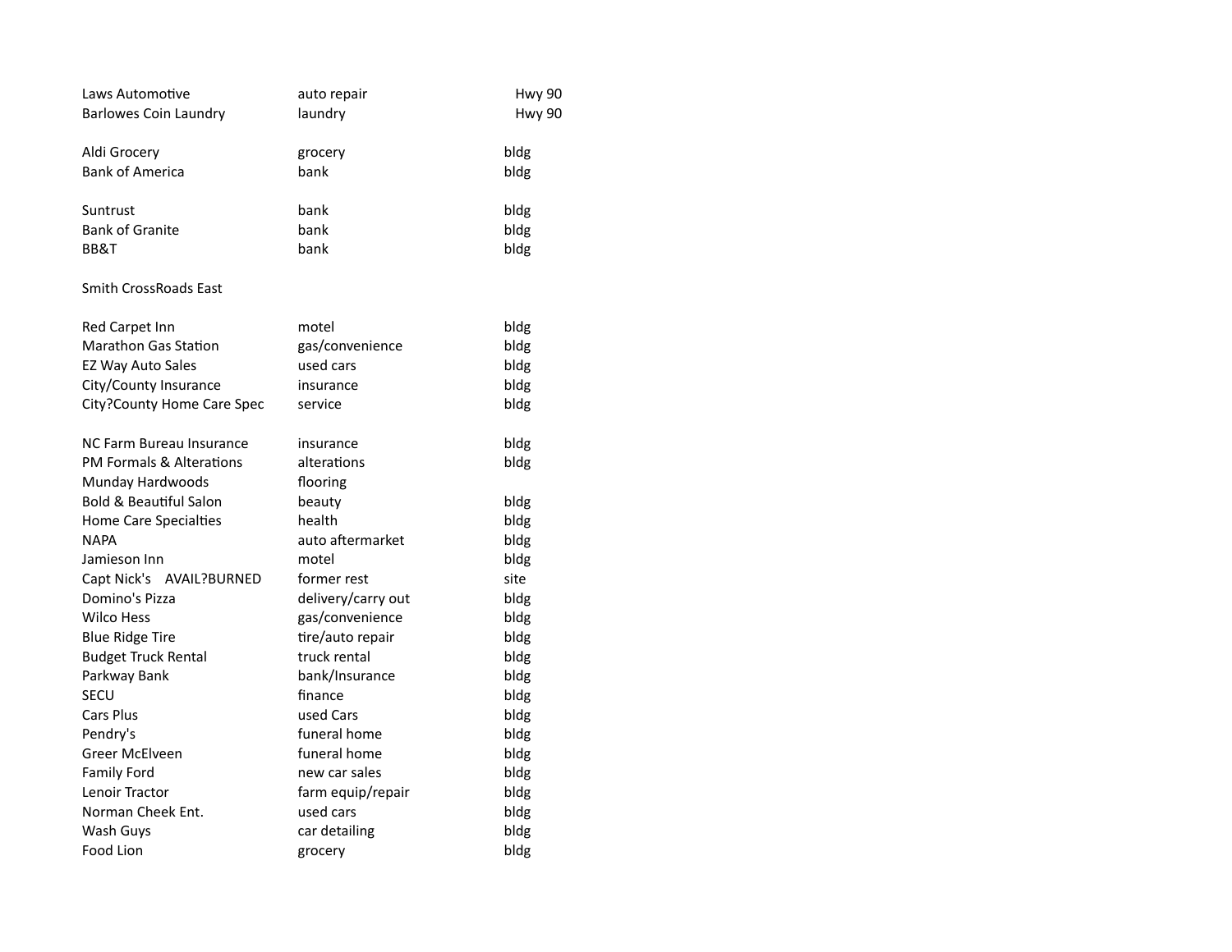| | | |
|---|---|---|
| Laws Automotive | auto repair | Hwy 90 |
| Barlowes Coin Laundry | laundry | Hwy 90 |
| | | |
| Aldi Grocery | grocery | bldg |
| Bank of America | bank | bldg |
| | | |
| Suntrust | bank | bldg |
| Bank of Granite | bank | bldg |
| BB&T | bank | bldg |
| | | |
| Smith CrossRoads East | | |
| | | |
| Red Carpet Inn | motel | bldg |
| Marathon Gas Station | gas/convenience | bldg |
| EZ Way Auto Sales | used cars | bldg |
| City/County Insurance | insurance | bldg |
| City?County Home Care Spec | service | bldg |
| | | |
| NC Farm Bureau Insurance | insurance | bldg |
| PM Formals & Alterations | alterations | bldg |
| Munday Hardwoods | flooring | |
| Bold & Beautiful Salon | beauty | bldg |
| Home Care Specialties | health | bldg |
| NAPA | auto aftermarket | bldg |
| Jamieson Inn | motel | bldg |
| Capt Nick's AVAIL?BURNED | former rest | site |
| Domino's Pizza | delivery/carry out | bldg |
| Wilco Hess | gas/convenience | bldg |
| Blue Ridge Tire | tire/auto repair | bldg |
| Budget Truck Rental | truck rental | bldg |
| Parkway Bank | bank/Insurance | bldg |
| SECU | finance | bldg |
| Cars Plus | used Cars | bldg |
| Pendry's | funeral home | bldg |
| Greer McElveen | funeral home | bldg |
| Family Ford | new car sales | bldg |
| Lenoir Tractor | farm equip/repair | bldg |
| Norman Cheek Ent. | used cars | bldg |
| Wash Guys | car detailing | bldg |
| Food Lion | grocery | bldg |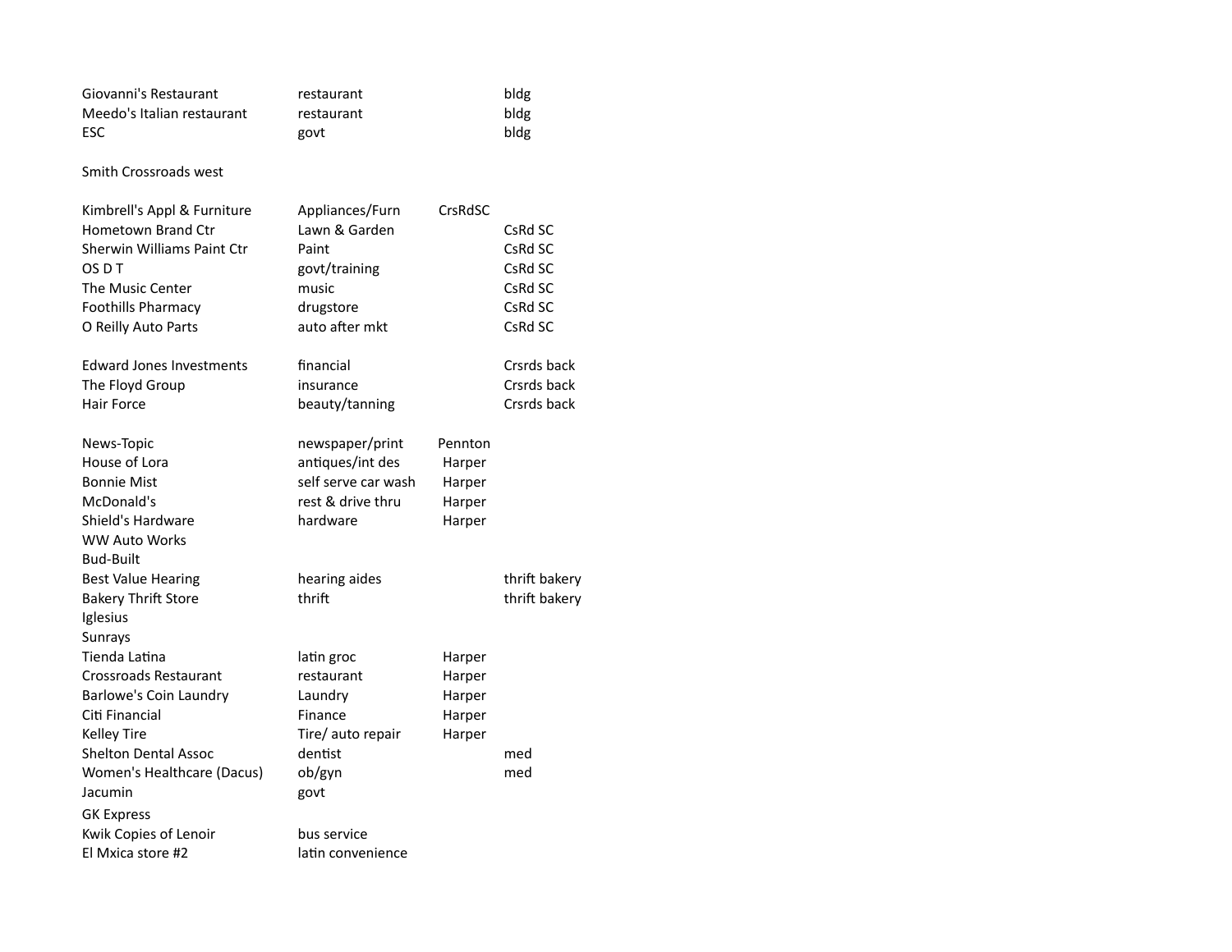| | | | |
|---|---|---|---|
| Giovanni's Restaurant | restaurant | | bldg |
| Meedo's Italian restaurant | restaurant | | bldg |
| ESC | govt | | bldg |
| | | | |
| Smith Crossroads west | | | |
| | | | |
| Kimbrell's Appl & Furniture | Appliances/Furn | CrsRdSC | |
| Hometown Brand Ctr | Lawn & Garden | | CsRd SC |
| Sherwin Williams Paint Ctr | Paint | | CsRd SC |
| OS D T | govt/training | | CsRd SC |
| The Music Center | music | | CsRd SC |
| Foothills Pharmacy | drugstore | | CsRd SC |
| O Reilly Auto Parts | auto after mkt | | CsRd SC |
| | | | |
| Edward Jones Investments | financial | | Crsrds back |
| The Floyd Group | insurance | | Crsrds back |
| Hair Force | beauty/tanning | | Crsrds back |
| | | | |
| News-Topic | newspaper/print | Pennton | |
| House of Lora | antiques/int des | Harper | |
| Bonnie Mist | self serve car wash | Harper | |
| McDonald's | rest & drive thru | Harper | |
| Shield's Hardware | hardware | Harper | |
| WW Auto Works | | | |
| Bud-Built | | | |
| Best Value Hearing | hearing aides | | thrift bakery |
| Bakery Thrift Store | thrift | | thrift bakery |
| Iglesius | | | |
| Sunrays | | | |
| Tienda Latina | latin groc | Harper | |
| Crossroads Restaurant | restaurant | Harper | |
| Barlowe's Coin Laundry | Laundry | Harper | |
| Citi Financial | Finance | Harper | |
| Kelley Tire | Tire/ auto repair | Harper | |
| Shelton Dental Assoc | dentist | | med |
| Women's Healthcare (Dacus) | ob/gyn | | med |
| Jacumin | govt | | |
| GK Express | | | |
| Kwik Copies of Lenoir | bus service | | |
| El Mxica store #2 | latin convenience | | |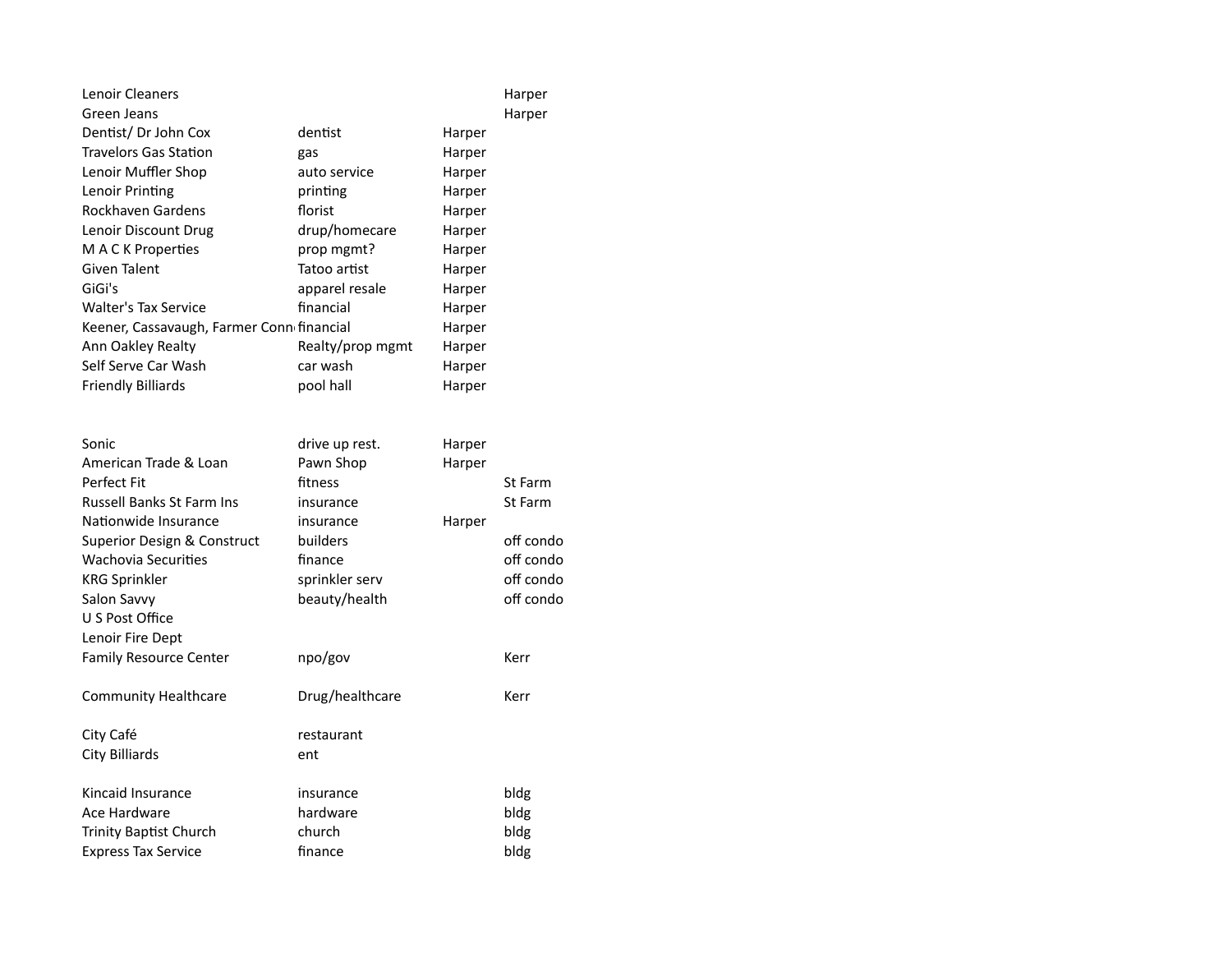| | | | |
|---|---|---|---|
| Lenoir Cleaners | | | Harper |
| Green Jeans | | | Harper |
| Dentist/ Dr John Cox | dentist | Harper | |
| Travelors Gas Station | gas | Harper | |
| Lenoir Muffler Shop | auto service | Harper | |
| Lenoir Printing | printing | Harper | |
| Rockhaven Gardens | florist | Harper | |
| Lenoir Discount Drug | drup/homecare | Harper | |
| M A C K Properties | prop mgmt? | Harper | |
| Given Talent | Tatoo artist | Harper | |
| GiGi's | apparel resale | Harper | |
| Walter's Tax Service | financial | Harper | |
| Keener, Cassavaugh, Farmer Conn | financial | Harper | |
| Ann Oakley Realty | Realty/prop mgmt | Harper | |
| Self Serve Car Wash | car wash | Harper | |
| Friendly Billiards | pool hall | Harper | |
| | | | |
| Sonic | drive up rest. | Harper | |
| American Trade & Loan | Pawn Shop | Harper | |
| Perfect Fit | fitness | | St Farm |
| Russell Banks St Farm Ins | insurance | | St Farm |
| Nationwide Insurance | insurance | Harper | |
| Superior Design & Construct | builders | | off condo |
| Wachovia Securities | finance | | off condo |
| KRG Sprinkler | sprinkler serv | | off condo |
| Salon Savvy | beauty/health | | off condo |
| U S Post Office | | | |
| Lenoir Fire Dept | | | |
| Family Resource Center | npo/gov | | Kerr |
| | | | |
| Community Healthcare | Drug/healthcare | | Kerr |
| | | | |
| City Café | restaurant | | |
| City Billiards | ent | | |
| | | | |
| Kincaid Insurance | insurance | | bldg |
| Ace Hardware | hardware | | bldg |
| Trinity Baptist Church | church | | bldg |
| Express Tax Service | finance | | bldg |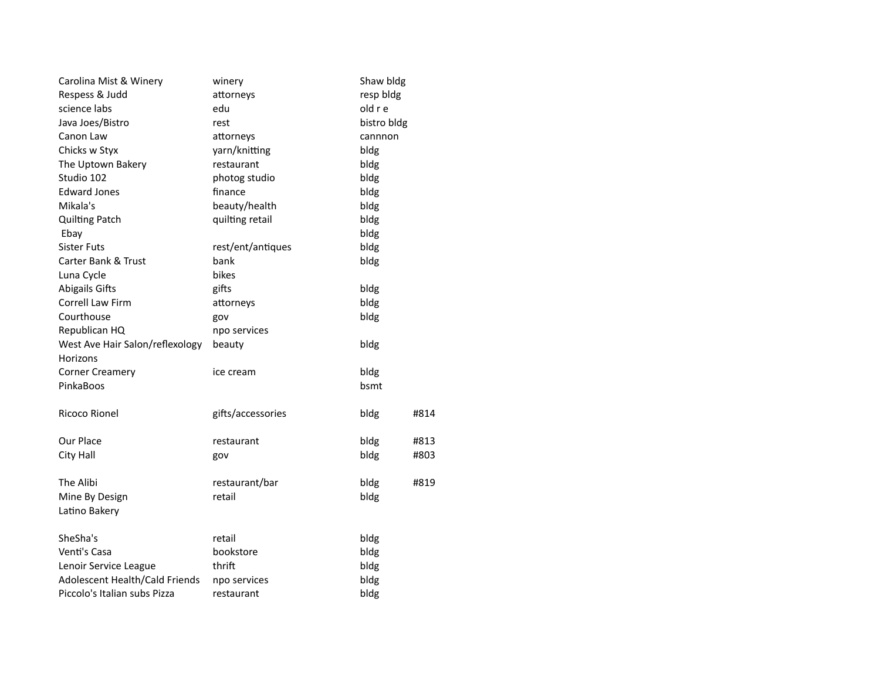| | | | |
|---|---|---|---|
| Carolina Mist & Winery | winery | Shaw bldg | |
| Respess & Judd | attorneys | resp bldg | |
| science labs | edu | old r e | |
| Java Joes/Bistro | rest | bistro bldg | |
| Canon Law | attorneys | cannnon | |
| Chicks w Styx | yarn/knitting | bldg | |
| The Uptown Bakery | restaurant | bldg | |
| Studio 102 | photog studio | bldg | |
| Edward Jones | finance | bldg | |
| Mikala's | beauty/health | bldg | |
| Quilting Patch | quilting retail | bldg | |
| Ebay | | bldg | |
| Sister Futs | rest/ent/antiques | bldg | |
| Carter Bank & Trust | bank | bldg | |
| Luna Cycle | bikes | | |
| Abigails Gifts | gifts | bldg | |
| Correll Law Firm | attorneys | bldg | |
| Courthouse | gov | bldg | |
| Republican HQ | npo services | | |
| West Ave Hair Salon/reflexology | beauty | bldg | |
| Horizons | | | |
| Corner Creamery | ice cream | bldg | |
| PinkaBoos | | bsmt | |
| | | | |
| Ricoco Rionel | gifts/accessories | bldg | #814 |
| | | | |
| Our Place | restaurant | bldg | #813 |
| City Hall | gov | bldg | #803 |
| | | | |
| The Alibi | restaurant/bar | bldg | #819 |
| Mine By Design | retail | bldg | |
| Latino Bakery | | | |
| | | | |
| SheSha's | retail | bldg | |
| Venti's Casa | bookstore | bldg | |
| Lenoir Service League | thrift | bldg | |
| Adolescent Health/Cald Friends | npo services | bldg | |
| Piccolo's Italian subs Pizza | restaurant | bldg | |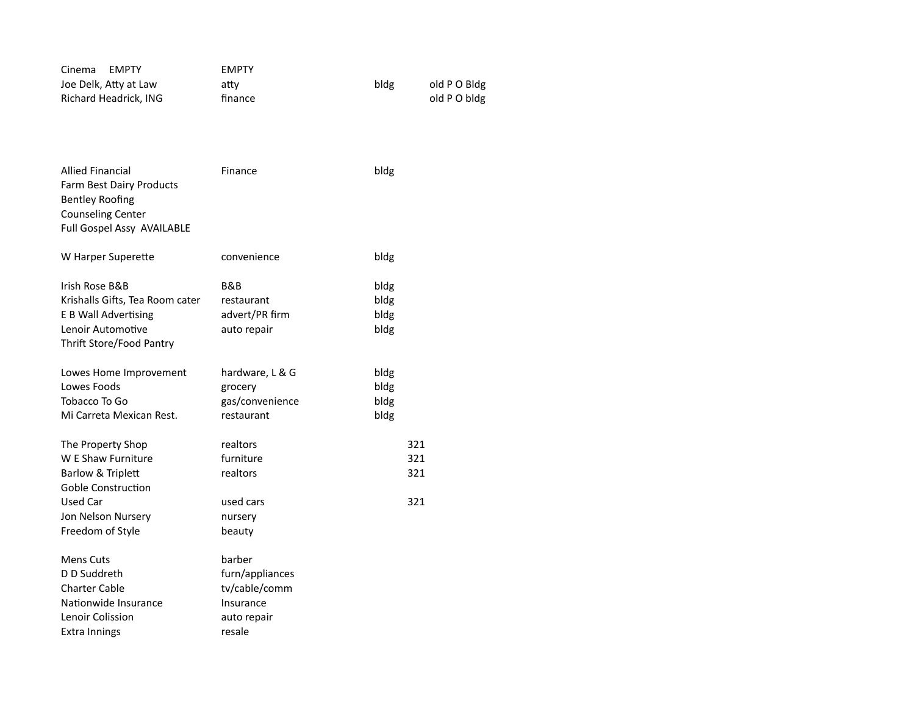| | | | | |
|---|---|---|---|---|
| Cinema EMPTY | EMPTY | | | |
| Joe Delk, Atty at Law | atty | bldg | | old P O Bldg |
| Richard Headrick, ING | finance | | | old P O bldg |
| | | | | |
| Allied Financial | Finance | bldg | | |
| Farm Best Dairy Products | | | | |
| Bentley Roofing | | | | |
| Counseling Center | | | | |
| Full Gospel Assy AVAILABLE | | | | |
| | | | | |
| W Harper Superette | convenience | bldg | | |
| | | | | |
| Irish Rose B&B | B&B | bldg | | |
| Krishalls Gifts, Tea Room cater | restaurant | bldg | | |
| E B Wall Advertising | advert/PR firm | bldg | | |
| Lenoir Automotive | auto repair | bldg | | |
| Thrift Store/Food Pantry | | | | |
| | | | | |
| Lowes Home Improvement | hardware, L & G | bldg | | |
| Lowes Foods | grocery | bldg | | |
| Tobacco To Go | gas/convenience | bldg | | |
| Mi Carreta Mexican Rest. | restaurant | bldg | | |
| | | | | |
| The Property Shop | realtors | | 321 | |
| W E Shaw Furniture | furniture | | 321 | |
| Barlow & Triplett | realtors | | 321 | |
| Goble Construction | | | | |
| Used Car | used cars | | 321 | |
| Jon Nelson Nursery | nursery | | | |
| Freedom of Style | beauty | | | |
| | | | | |
| Mens Cuts | barber | | | |
| D D Suddreth | furn/appliances | | | |
| Charter Cable | tv/cable/comm | | | |
| Nationwide Insurance | Insurance | | | |
| Lenoir Colission | auto repair | | | |
| Extra Innings | resale | | | |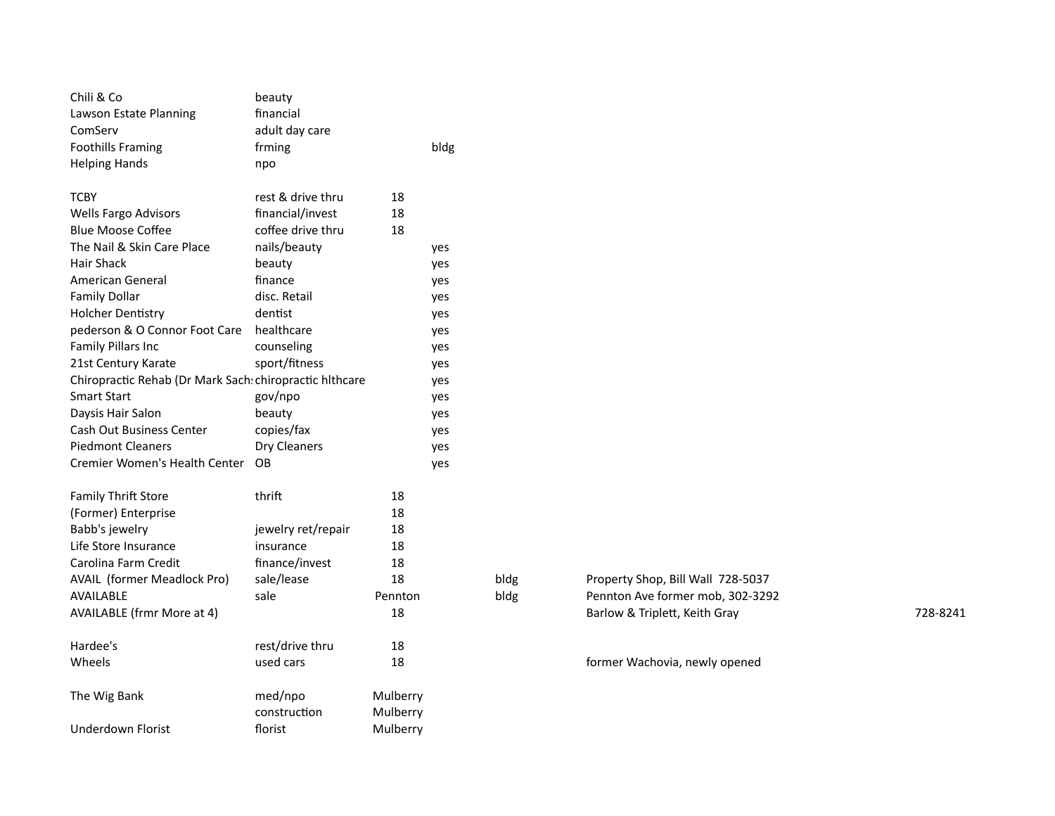| | | | | | | |
|---|---|---|---|---|---|---|
| Chili & Co | beauty | | | | | |
| Lawson Estate Planning | financial | | | | | |
| ComServ | adult day care | | | | | |
| Foothills Framing | frming | | bldg | | | |
| Helping Hands | npo | | | | | |
| | | | | | | |
| TCBY | rest & drive thru | 18 | | | | |
| Wells Fargo Advisors | financial/invest | 18 | | | | |
| Blue Moose Coffee | coffee drive thru | 18 | | | | |
| The Nail & Skin Care Place | nails/beauty | | yes | | | |
| Hair Shack | beauty | | yes | | | |
| American General | finance | | yes | | | |
| Family Dollar | disc. Retail | | yes | | | |
| Holcher Dentistry | dentist | | yes | | | |
| pederson & O Connor Foot Care | healthcare | | yes | | | |
| Family Pillars Inc | counseling | | yes | | | |
| 21st Century Karate | sport/fitness | | yes | | | |
| Chiropractic Rehab (Dr Mark Sachs | chiropractic hlthcare | | yes | | | |
| Smart Start | gov/npo | | yes | | | |
| Daysis Hair Salon | beauty | | yes | | | |
| Cash Out Business Center | copies/fax | | yes | | | |
| Piedmont Cleaners | Dry Cleaners | | yes | | | |
| Cremier Women's Health Center | OB | | yes | | | |
| | | | | | | |
| Family Thrift Store | thrift | 18 | | | | |
| (Former) Enterprise | | 18 | | | | |
| Babb's jewelry | jewelry ret/repair | 18 | | | | |
| Life Store Insurance | insurance | 18 | | | | |
| Carolina Farm Credit | finance/invest | 18 | | | | |
| AVAIL (former Meadlock Pro) | sale/lease | 18 | | bldg | Property Shop, Bill Wall 728-5037 | |
| AVAILABLE | sale | Pennton | | bldg | Pennton Ave former mob, 302-3292 | |
| AVAILABLE (frmr More at 4) | | 18 | | | Barlow & Triplett, Keith Gray | 728-8241 |
| | | | | | | |
| Hardee's | rest/drive thru | 18 | | | | |
| Wheels | used cars | 18 | | | former Wachovia, newly opened | |
| | | | | | | |
| The Wig Bank | med/npo | Mulberry | | | | |
| | construction | Mulberry | | | | |
| Underdown Florist | florist | Mulberry | | | | |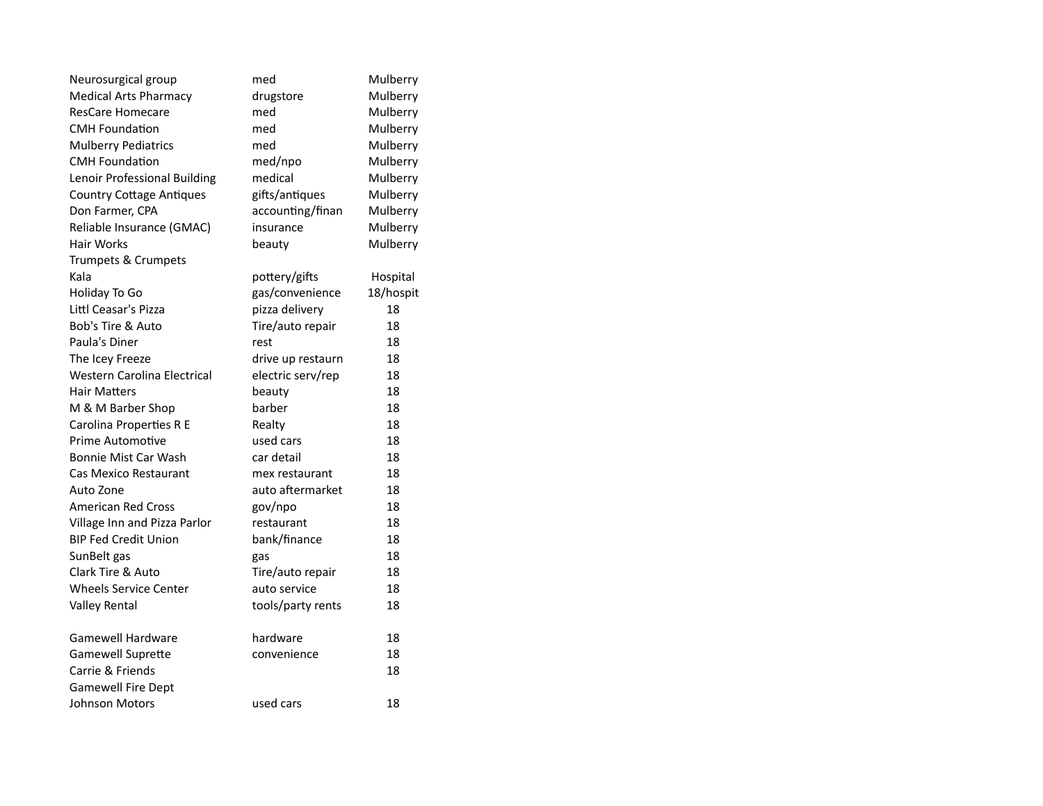| | | |
|---|---|---|
| Neurosurgical group | med | Mulberry |
| Medical Arts Pharmacy | drugstore | Mulberry |
| ResCare Homecare | med | Mulberry |
| CMH Foundation | med | Mulberry |
| Mulberry Pediatrics | med | Mulberry |
| CMH Foundation | med/npo | Mulberry |
| Lenoir Professional Building | medical | Mulberry |
| Country Cottage Antiques | gifts/antiques | Mulberry |
| Don Farmer, CPA | accounting/finan | Mulberry |
| Reliable Insurance (GMAC) | insurance | Mulberry |
| Hair Works | beauty | Mulberry |
| Trumpets & Crumpets | | |
| Kala | pottery/gifts | Hospital |
| Holiday To Go | gas/convenience | 18/hospit |
| Littl Ceasar's Pizza | pizza delivery | 18 |
| Bob's Tire & Auto | Tire/auto repair | 18 |
| Paula's Diner | rest | 18 |
| The Icey Freeze | drive up restaurn | 18 |
| Western Carolina Electrical | electric serv/rep | 18 |
| Hair Matters | beauty | 18 |
| M & M Barber Shop | barber | 18 |
| Carolina Properties R E | Realty | 18 |
| Prime Automotive | used cars | 18 |
| Bonnie Mist Car Wash | car detail | 18 |
| Cas Mexico Restaurant | mex restaurant | 18 |
| Auto Zone | auto aftermarket | 18 |
| American Red Cross | gov/npo | 18 |
| Village Inn and Pizza Parlor | restaurant | 18 |
| BIP Fed Credit Union | bank/finance | 18 |
| SunBelt gas | gas | 18 |
| Clark Tire & Auto | Tire/auto repair | 18 |
| Wheels Service Center | auto service | 18 |
| Valley Rental | tools/party rents | 18 |
| | | |
| Gamewell Hardware | hardware | 18 |
| Gamewell Suprette | convenience | 18 |
| Carrie & Friends | | 18 |
| Gamewell Fire Dept | | |
| Johnson Motors | used cars | 18 |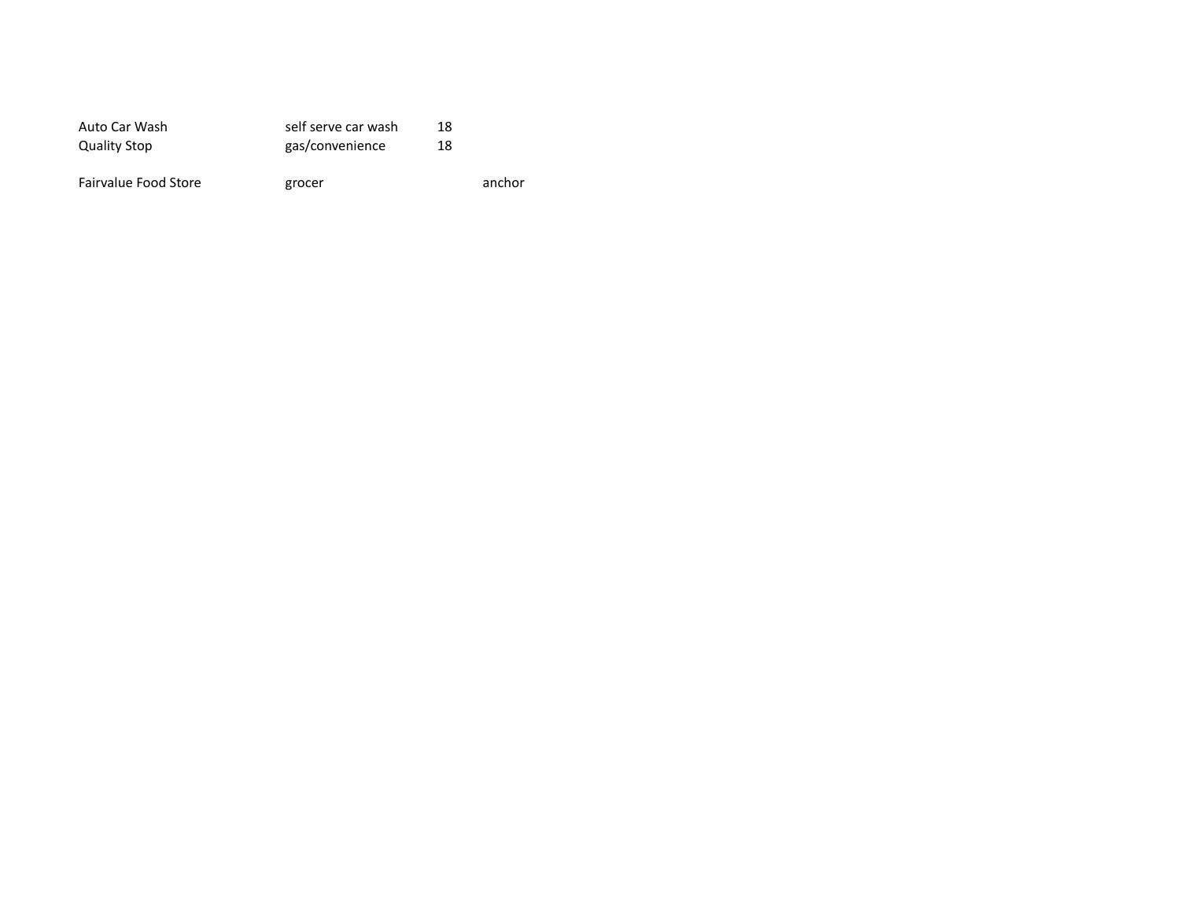| | | | |
|---|---|---|---|
| Auto Car Wash | self serve car wash | 18 | |
| Quality Stop | gas/convenience | 18 | |
| | | | |
| Fairvalue Food Store | grocer | | anchor |